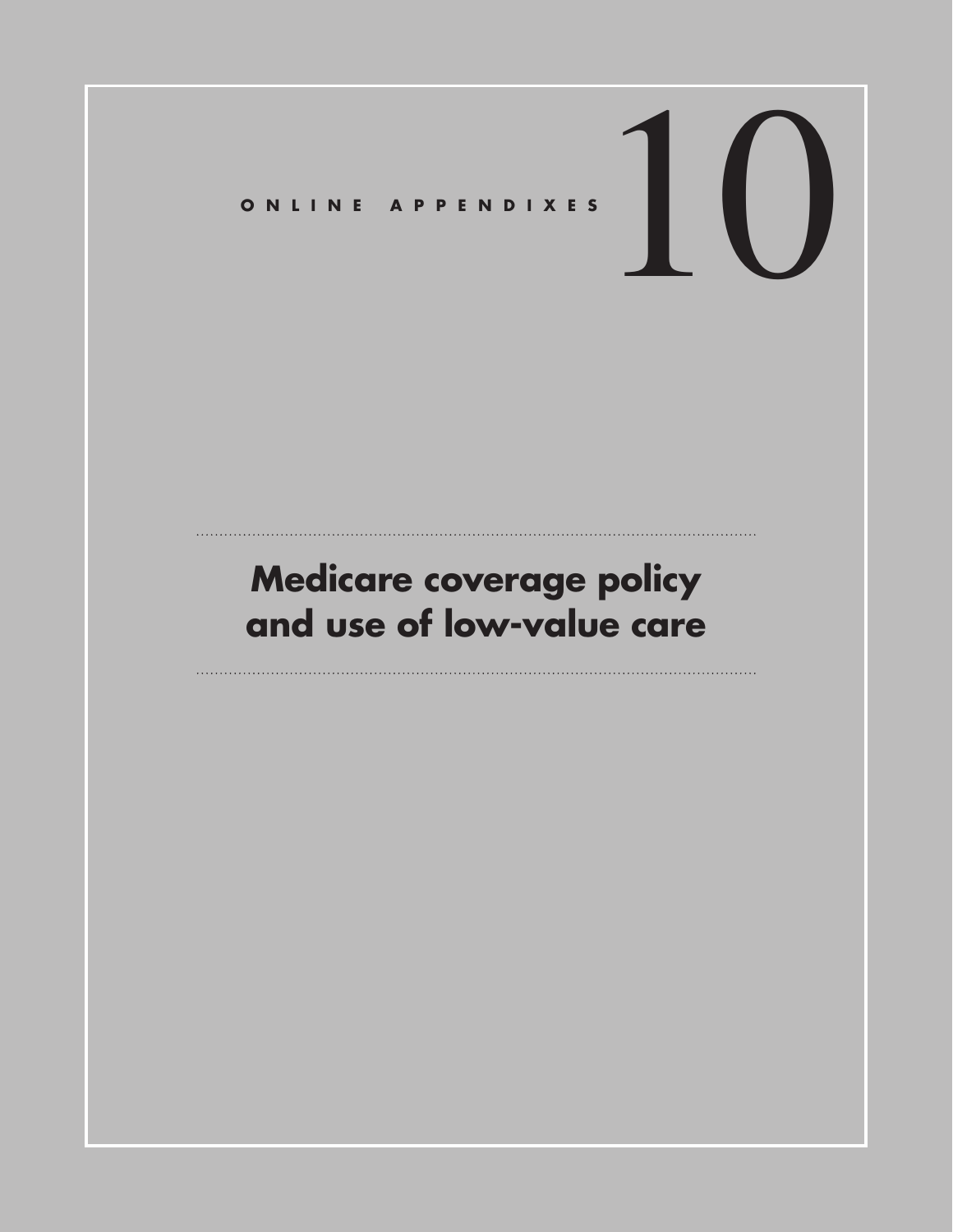ONLINE APPENDIXES

# 10

# Medicare coverage policy and use of low-value care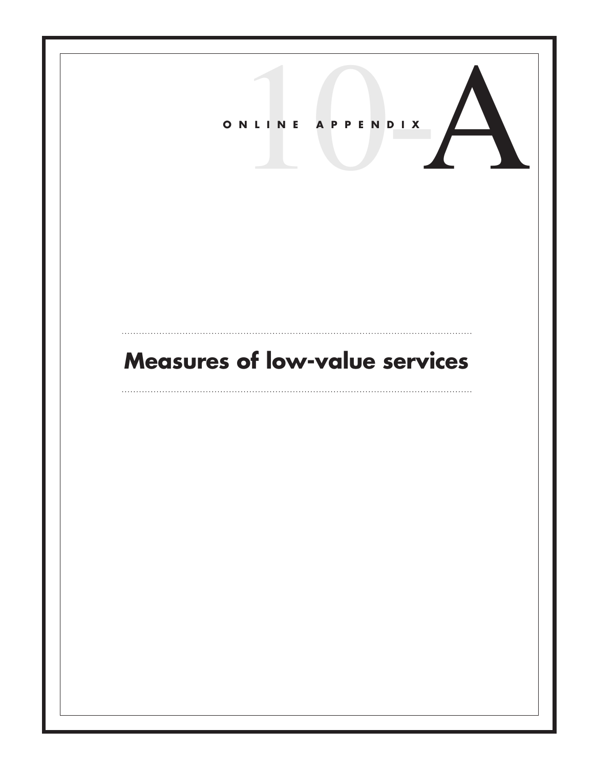ONLINE APPENDIX 10-A

# Measures of low-value services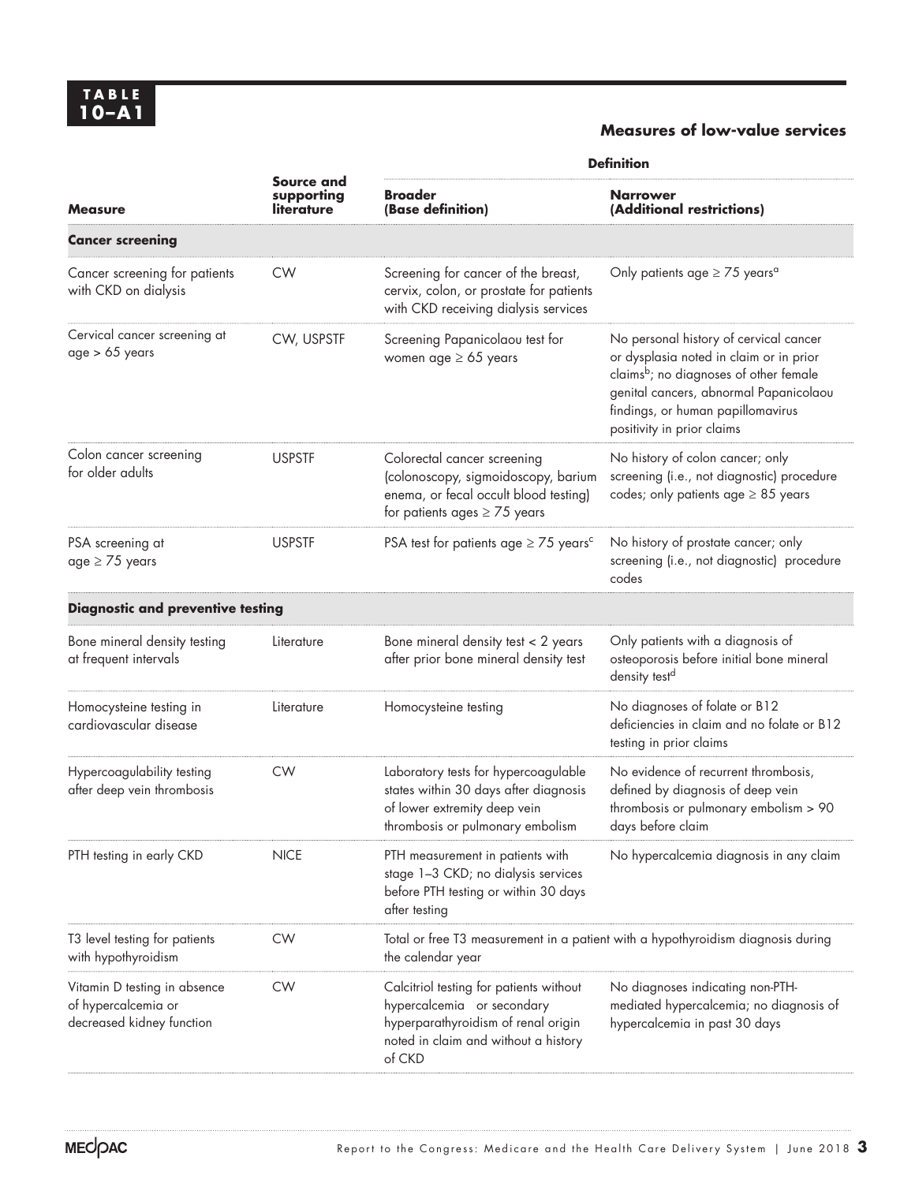**TABLE 10–A1**

## Measures of low-value services

| Measure | Source and supporting literature | Definition: Broader (Base definition) | Definition: Narrower (Additional restrictions) |
|---|---|---|---|
| **Cancer screening** | | | |
| Cancer screening for patients with CKD on dialysis | CW | Screening for cancer of the breast, cervix, colon, or prostate for patients with CKD receiving dialysis services | Only patients age ≥ 75 years[a] |
| Cervical cancer screening at age > 65 years | CW, USPSTF | Screening Papanicolaou test for women age ≥ 65 years | No personal history of cervical cancer or dysplasia noted in claim or in prior claims[b]; no diagnoses of other female genital cancers, abnormal Papanicolaou findings, or human papillomavirus positivity in prior claims |
| Colon cancer screening for older adults | USPSTF | Colorectal cancer screening (colonoscopy, sigmoidoscopy, barium enema, or fecal occult blood testing) for patients ages ≥ 75 years | No history of colon cancer; only screening (i.e., not diagnostic) procedure codes; only patients age ≥ 85 years |
| PSA screening at age ≥ 75 years | USPSTF | PSA test for patients age ≥ 75 years[c] | No history of prostate cancer; only screening (i.e., not diagnostic) procedure codes |
| **Diagnostic and preventive testing** | | | |
| Bone mineral density testing at frequent intervals | Literature | Bone mineral density test < 2 years after prior bone mineral density test | Only patients with a diagnosis of osteoporosis before initial bone mineral density test[d] |
| Homocysteine testing in cardiovascular disease | Literature | Homocysteine testing | No diagnoses of folate or B12 deficiencies in claim and no folate or B12 testing in prior claims |
| Hypercoagulability testing after deep vein thrombosis | CW | Laboratory tests for hypercoagulable states within 30 days after diagnosis of lower extremity deep vein thrombosis or pulmonary embolism | No evidence of recurrent thrombosis, defined by diagnosis of deep vein thrombosis or pulmonary embolism > 90 days before claim |
| PTH testing in early CKD | NICE | PTH measurement in patients with stage 1–3 CKD; no dialysis services before PTH testing or within 30 days after testing | No hypercalcemia diagnosis in any claim |
| T3 level testing for patients with hypothyroidism | CW | Total or free T3 measurement in a patient with a hypothyroidism diagnosis during the calendar year | |
| Vitamin D testing in absence of hypercalcemia or decreased kidney function | CW | Calcitriol testing for patients without hypercalcemia or secondary hyperparathyroidism of renal origin noted in claim and without a history of CKD | No diagnoses indicating non-PTH-mediated hypercalcemia; no diagnosis of hypercalcemia in past 30 days |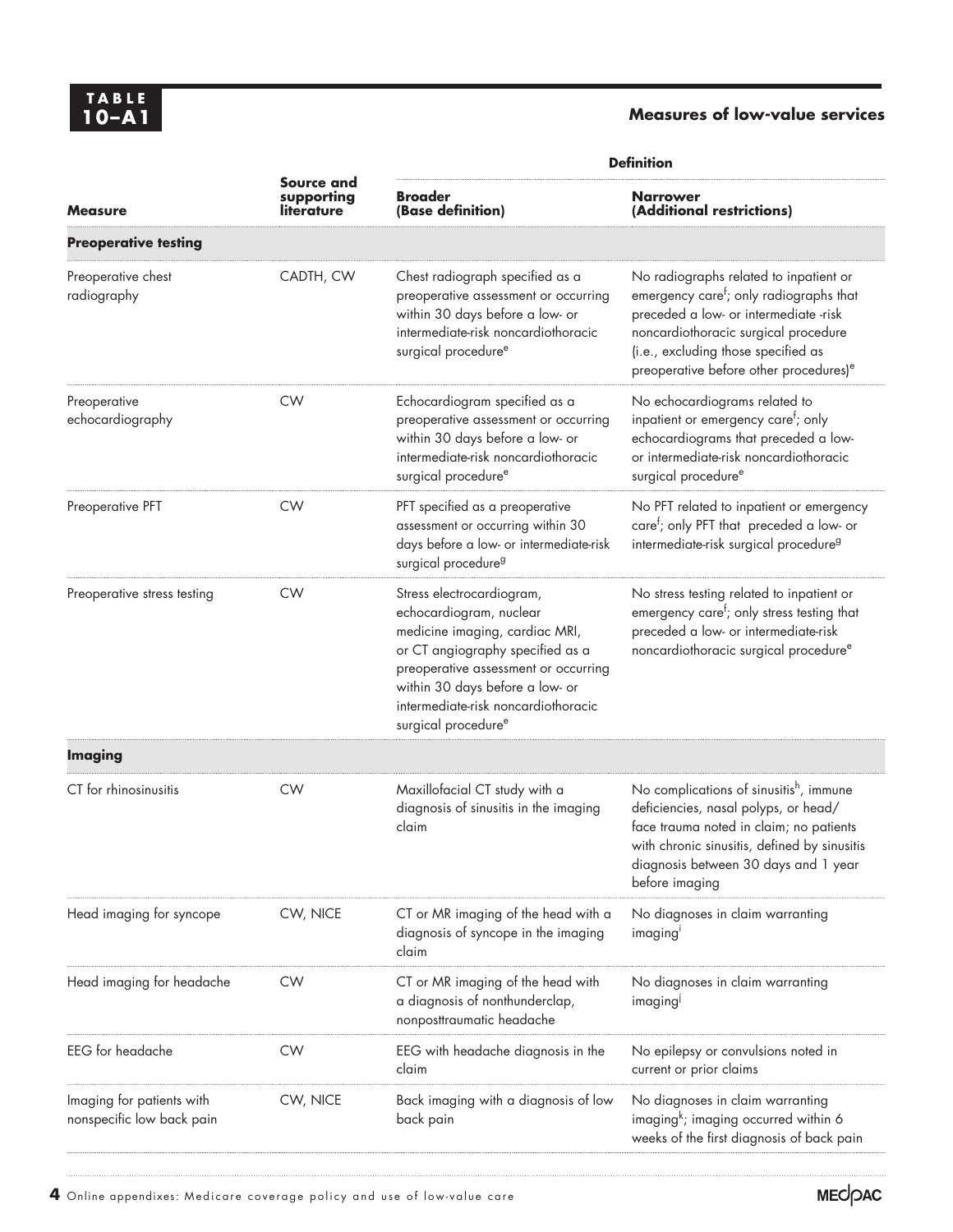**TABLE 10–A1**

**Measures of low-value services**

| Measure | Source and supporting literature | Definition | |
|---|---|---|---|
| | | **Broader (Base definition)** | **Narrower (Additional restrictions)** |
| **Preoperative testing** | | | |
| Preoperative chest radiography | CADTH, CW | Chest radiograph specified as a preoperative assessment or occurring within 30 days before a low- or intermediate-risk noncardiothoracic surgical procedure[e] | No radiographs related to inpatient or emergency care[f]; only radiographs that preceded a low- or intermediate -risk noncardiothoracic surgical procedure (i.e., excluding those specified as preoperative before other procedures)[e] |
| Preoperative echocardiography | CW | Echocardiogram specified as a preoperative assessment or occurring within 30 days before a low- or intermediate-risk noncardiothoracic surgical procedure[e] | No echocardiograms related to inpatient or emergency care[f]; only echocardiograms that preceded a low- or intermediate-risk noncardiothoracic surgical procedure[e] |
| Preoperative PFT | CW | PFT specified as a preoperative assessment or occurring within 30 days before a low- or intermediate-risk surgical procedure[g] | No PFT related to inpatient or emergency care[f]; only PFT that preceded a low- or intermediate-risk surgical procedure[g] |
| Preoperative stress testing | CW | Stress electrocardiogram, echocardiogram, nuclear medicine imaging, cardiac MRI, or CT angiography specified as a preoperative assessment or occurring within 30 days before a low- or intermediate-risk noncardiothoracic surgical procedure[e] | No stress testing related to inpatient or emergency care[f]; only stress testing that preceded a low- or intermediate-risk noncardiothoracic surgical procedure[e] |
| **Imaging** | | | |
| CT for rhinosinusitis | CW | Maxillofacial CT study with a diagnosis of sinusitis in the imaging claim | No complications of sinusitis[h], immune deficiencies, nasal polyps, or head/face trauma noted in claim; no patients with chronic sinusitis, defined by sinusitis diagnosis between 30 days and 1 year before imaging |
| Head imaging for syncope | CW, NICE | CT or MR imaging of the head with a diagnosis of syncope in the imaging claim | No diagnoses in claim warranting imaging[i] |
| Head imaging for headache | CW | CT or MR imaging of the head with a diagnosis of nonthunderclap, nonposttraumatic headache | No diagnoses in claim warranting imaging[j] |
| EEG for headache | CW | EEG with headache diagnosis in the claim | No epilepsy or convulsions noted in current or prior claims |
| Imaging for patients with nonspecific low back pain | CW, NICE | Back imaging with a diagnosis of low back pain | No diagnoses in claim warranting imaging[k]; imaging occurred within 6 weeks of the first diagnosis of back pain |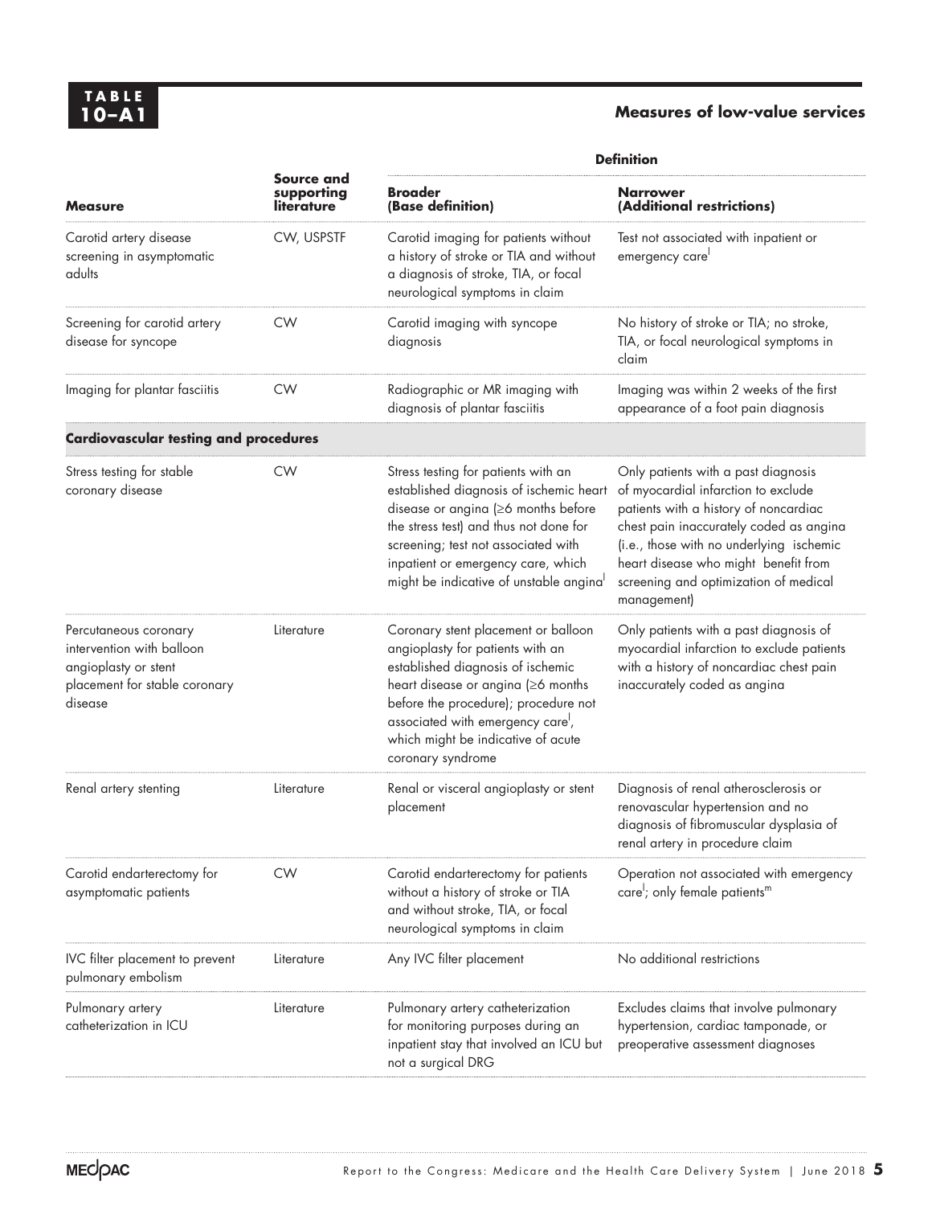**TABLE 10–A1**

**Measures of low-value services**

| Measure | Source and supporting literature | Definition | |
|---|---|---|---|
| | | **Broader (Base definition)** | **Narrower (Additional restrictions)** |
| Carotid artery disease screening in asymptomatic adults | CW, USPSTF | Carotid imaging for patients without a history of stroke or TIA and without a diagnosis of stroke, TIA, or focal neurological symptoms in claim | Test not associated with inpatient or emergency care[l] |
| Screening for carotid artery disease for syncope | CW | Carotid imaging with syncope diagnosis | No history of stroke or TIA; no stroke, TIA, or focal neurological symptoms in claim |
| Imaging for plantar fasciitis | CW | Radiographic or MR imaging with diagnosis of plantar fasciitis | Imaging was within 2 weeks of the first appearance of a foot pain diagnosis |
| **Cardiovascular testing and procedures** | | | |
| Stress testing for stable coronary disease | CW | Stress testing for patients with an established diagnosis of ischemic heart disease or angina (≥6 months before the stress test) and thus not done for screening; test not associated with inpatient or emergency care, which might be indicative of unstable angina[l] | Only patients with a past diagnosis of myocardial infarction to exclude patients with a history of noncardiac chest pain inaccurately coded as angina (i.e., those with no underlying ischemic heart disease who might benefit from screening and optimization of medical management) |
| Percutaneous coronary intervention with balloon angioplasty or stent placement for stable coronary disease | Literature | Coronary stent placement or balloon angioplasty for patients with an established diagnosis of ischemic heart disease or angina (≥6 months before the procedure); procedure not associated with emergency care[l], which might be indicative of acute coronary syndrome | Only patients with a past diagnosis of myocardial infarction to exclude patients with a history of noncardiac chest pain inaccurately coded as angina |
| Renal artery stenting | Literature | Renal or visceral angioplasty or stent placement | Diagnosis of renal atherosclerosis or renovascular hypertension and no diagnosis of fibromuscular dysplasia of renal artery in procedure claim |
| Carotid endarterectomy for asymptomatic patients | CW | Carotid endarterectomy for patients without a history of stroke or TIA and without stroke, TIA, or focal neurological symptoms in claim | Operation not associated with emergency care[l]; only female patients[m] |
| IVC filter placement to prevent pulmonary embolism | Literature | Any IVC filter placement | No additional restrictions |
| Pulmonary artery catheterization in ICU | Literature | Pulmonary artery catheterization for monitoring purposes during an inpatient stay that involved an ICU but not a surgical DRG | Excludes claims that involve pulmonary hypertension, cardiac tamponade, or preoperative assessment diagnoses |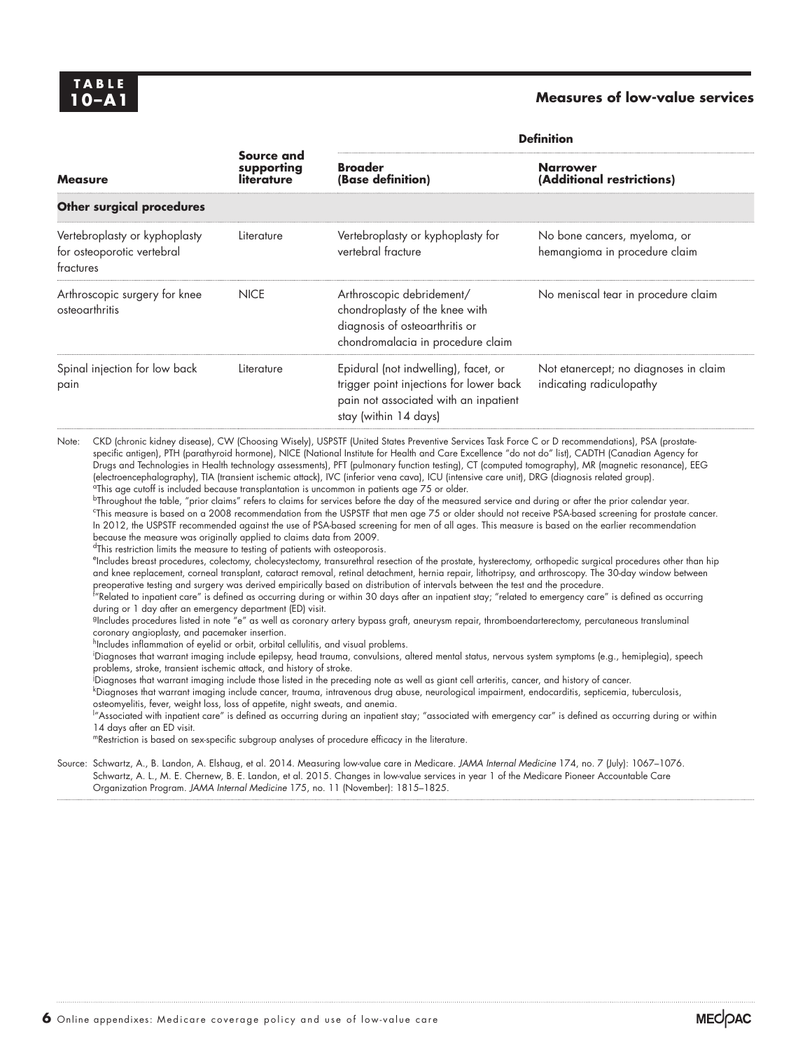**TABLE 10–A1**

## Measures of low-value services

| Measure | Source and supporting literature | Definition | |
|---|---|---|---|
| | | Broader (Base definition) | Narrower (Additional restrictions) |
| **Other surgical procedures** | | | |
| Vertebroplasty or kyphoplasty for osteoporotic vertebral fractures | Literature | Vertebroplasty or kyphoplasty for vertebral fracture | No bone cancers, myeloma, or hemangioma in procedure claim |
| Arthroscopic surgery for knee osteoarthritis | NICE | Arthroscopic debridement/ chondroplasty of the knee with diagnosis of osteoarthritis or chondromalacia in procedure claim | No meniscal tear in procedure claim |
| Spinal injection for low back pain | Literature | Epidural (not indwelling), facet, or trigger point injections for lower back pain not associated with an inpatient stay (within 14 days) | Not etanercept; no diagnoses in claim indicating radiculopathy |

Note: CKD (chronic kidney disease), CW (Choosing Wisely), USPSTF (United States Preventive Services Task Force C or D recommendations), PSA (prostate-specific antigen), PTH (parathyroid hormone), NICE (National Institute for Health and Care Excellence "do not do" list), CADTH (Canadian Agency for Drugs and Technologies in Health technology assessments), PFT (pulmonary function testing), CT (computed tomography), MR (magnetic resonance), EEG (electroencephalography), TIA (transient ischemic attack), IVC (inferior vena cava), ICU (intensive care unit), DRG (diagnosis related group).

[a]This age cutoff is included because transplantation is uncommon in patients age 75 or older.

[b]Throughout the table, "prior claims" refers to claims for services before the day of the measured service and during or after the prior calendar year.

[c]This measure is based on a 2008 recommendation from the USPSTF that men age 75 or older should not receive PSA-based screening for prostate cancer. In 2012, the USPSTF recommended against the use of PSA-based screening for men of all ages. This measure is based on the earlier recommendation because the measure was originally applied to claims data from 2009.

[d]This restriction limits the measure to testing of patients with osteoporosis.

[e]Includes breast procedures, colectomy, cholecystectomy, transurethral resection of the prostate, hysterectomy, orthopedic surgical procedures other than hip and knee replacement, corneal transplant, cataract removal, retinal detachment, hernia repair, lithotripsy, and arthroscopy. The 30-day window between preoperative testing and surgery was derived empirically based on distribution of intervals between the test and the procedure.

[f]"Related to inpatient care" is defined as occurring during or within 30 days after an inpatient stay; "related to emergency care" is defined as occurring during or 1 day after an emergency department (ED) visit.

[g]Includes procedures listed in note "e" as well as coronary artery bypass graft, aneurysm repair, thromboendarterectomy, percutaneous transluminal coronary angioplasty, and pacemaker insertion.

[h]Includes inflammation of eyelid or orbit, orbital cellulitis, and visual problems.

[i]Diagnoses that warrant imaging include epilepsy, head trauma, convulsions, altered mental status, nervous system symptoms (e.g., hemiplegia), speech problems, stroke, transient ischemic attack, and history of stroke.

[j]Diagnoses that warrant imaging include those listed in the preceding note as well as giant cell arteritis, cancer, and history of cancer.

[k]Diagnoses that warrant imaging include cancer, trauma, intravenous drug abuse, neurological impairment, endocarditis, septicemia, tuberculosis, osteomyelitis, fever, weight loss, loss of appetite, night sweats, and anemia.

[l]"Associated with inpatient care" is defined as occurring during an inpatient stay; "associated with emergency car" is defined as occurring during or within 14 days after an ED visit.

[m]Restriction is based on sex-specific subgroup analyses of procedure efficacy in the literature.

Source: Schwartz, A., B. Landon, A. Elshaug, et al. 2014. Measuring low-value care in Medicare. *JAMA Internal Medicine* 174, no. 7 (July): 1067–1076. Schwartz, A. L., M. E. Chernew, B. E. Landon, et al. 2015. Changes in low-value services in year 1 of the Medicare Pioneer Accountable Care Organization Program. *JAMA Internal Medicine* 175, no. 11 (November): 1815–1825.